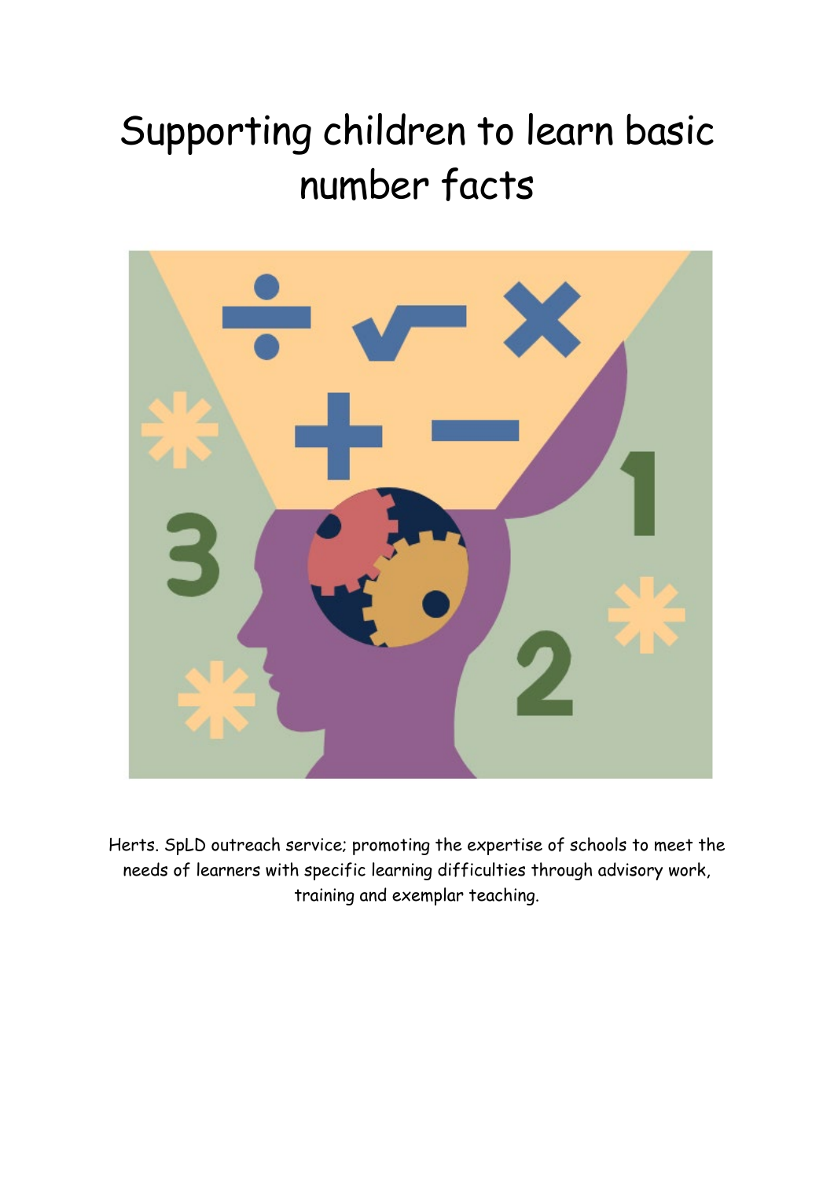# Supporting children to learn basic number facts

Herts. SpLD outreach service; promoting the expertise of schools to meet the needs of learners with specific learning difficulties through advisory work, training and exemplar teaching.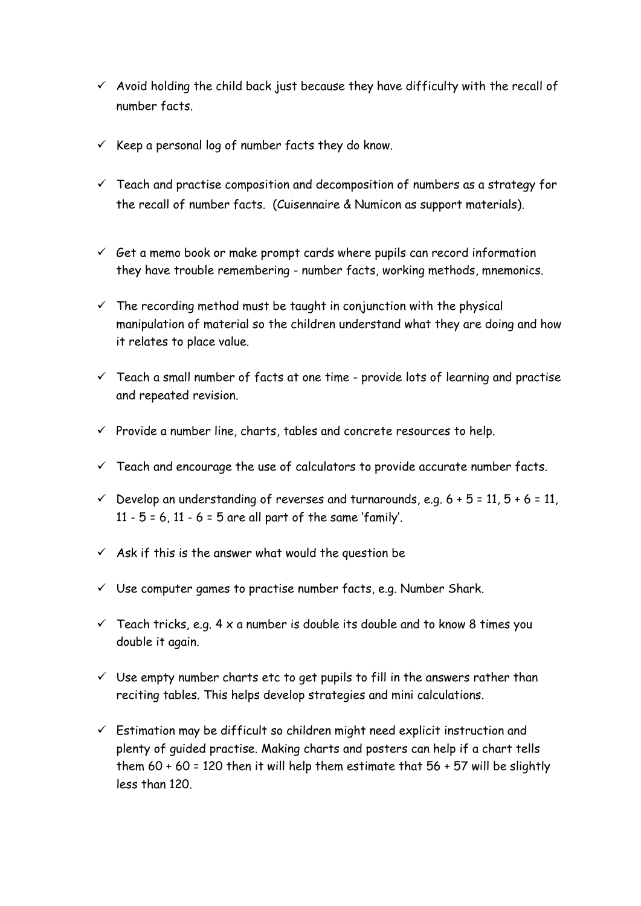- ✓ Avoid holding the child back just because they have difficulty with the recall of number facts.
- ✓ Keep a personal log of number facts they do know.
- ✓ Teach and practise composition and decomposition of numbers as a strategy for the recall of number facts. (Cuisennaire & Numicon as support materials).
- ✓ Get a memo book or make prompt cards where pupils can record information they have trouble remembering - number facts, working methods, mnemonics.
- ✓ The recording method must be taught in conjunction with the physical manipulation of material so the children understand what they are doing and how it relates to place value.
- ✓ Teach a small number of facts at one time - provide lots of learning and practise and repeated revision.
- ✓ Provide a number line, charts, tables and concrete resources to help.
- ✓ Teach and encourage the use of calculators to provide accurate number facts.
- ✓ Develop an understanding of reverses and turnarounds, e.g. $6 + 5 = 11$, $5 + 6 = 11$, $11 - 5 = 6$, $11 - 6 = 5$ are all part of the same 'family'.
- ✓ Ask if this is the answer what would the question be
- ✓ Use computer games to practise number facts, e.g. Number Shark.
- ✓ Teach tricks, e.g. 4 x a number is double its double and to know 8 times you double it again.
- ✓ Use empty number charts etc to get pupils to fill in the answers rather than reciting tables. This helps develop strategies and mini calculations.
- ✓ Estimation may be difficult so children might need explicit instruction and plenty of guided practise. Making charts and posters can help if a chart tells them $60 + 60 = 120$ then it will help them estimate that $56 + 57$ will be slightly less than 120.